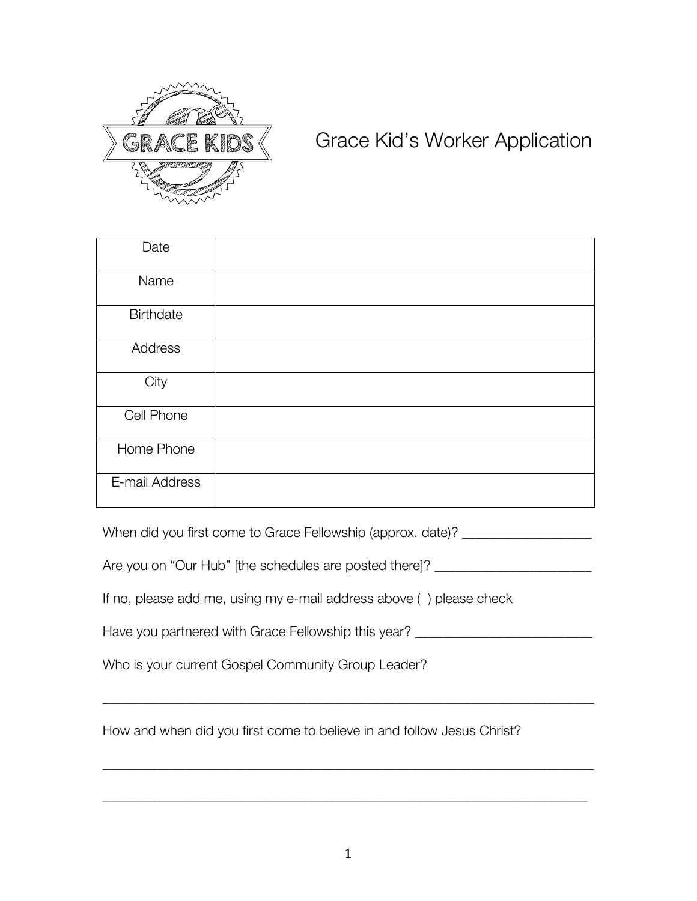# Grace Kid's Worker Application

| Date | |
|---|---|
| Name | |
| Birthdate | |
| Address | |
| City | |
| Cell Phone | |
| Home Phone | |
| E-mail Address | |

When did you first come to Grace Fellowship (approx. date)? __________________

Are you on "Our Hub" [the schedules are posted there]? ______________________

If no, please add me, using my e-mail address above ( ) please check

Have you partnered with Grace Fellowship this year? ________________________

Who is your current Gospel Community Group Leader?

_____________________________________________________________________

How and when did you first come to believe in and follow Jesus Christ?

_____________________________________________________________________

_____________________________________________________________________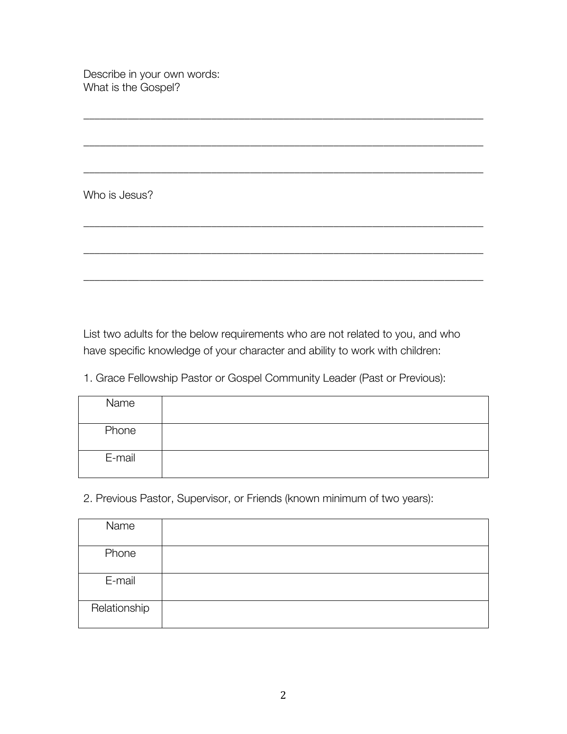Describe in your own words:
What is the Gospel?

______________________________________________________________________

______________________________________________________________________

______________________________________________________________________

Who is Jesus?

______________________________________________________________________

______________________________________________________________________

______________________________________________________________________

List two adults for the below requirements who are not related to you, and who have specific knowledge of your character and ability to work with children:

1. Grace Fellowship Pastor or Gospel Community Leader (Past or Previous):

| | |
|---|---|
| Name | |
| Phone | |
| E-mail | |

2. Previous Pastor, Supervisor, or Friends (known minimum of two years):

| | |
|---|---|
| Name | |
| Phone | |
| E-mail | |
| Relationship | |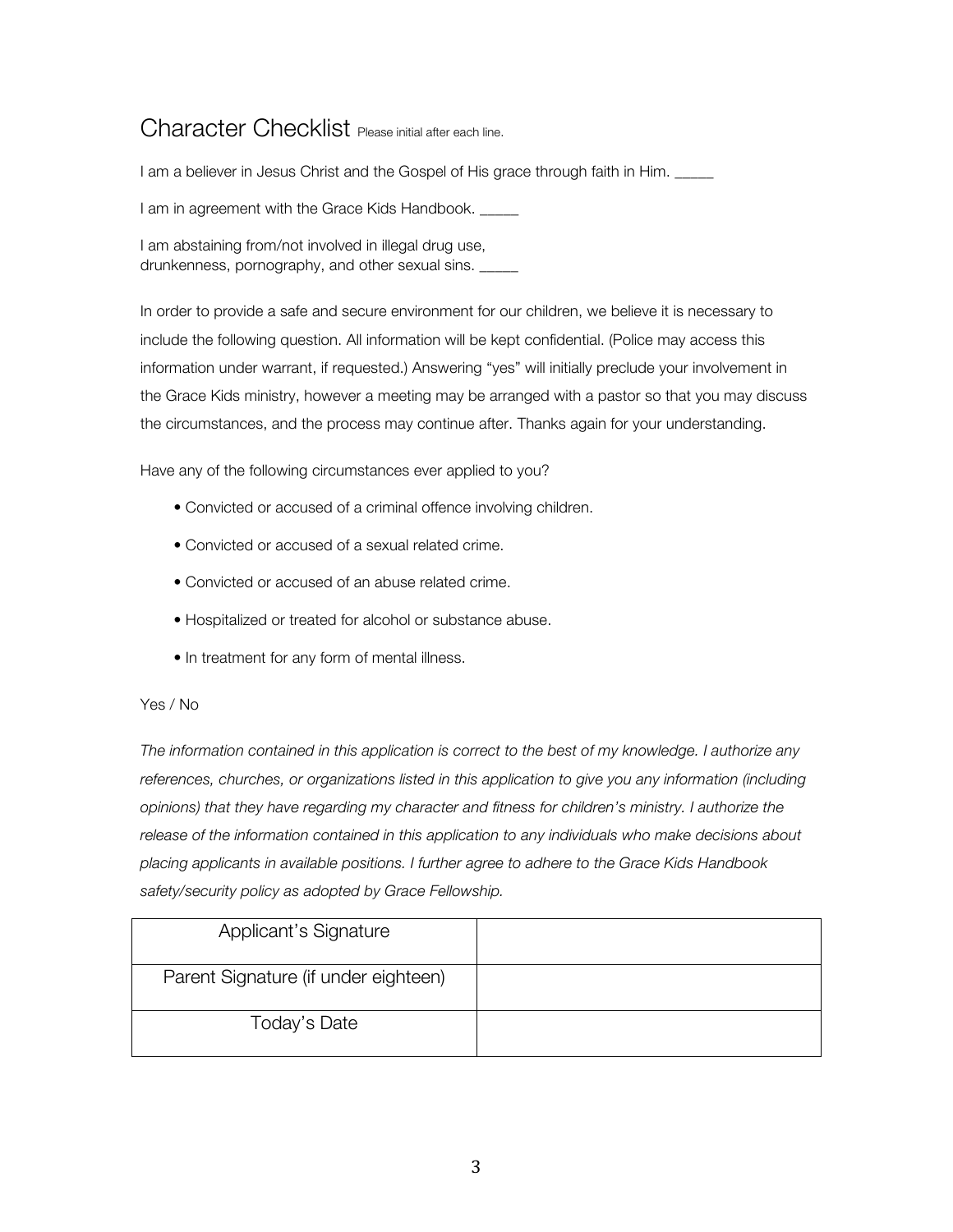## Character Checklist Please initial after each line.

I am a believer in Jesus Christ and the Gospel of His grace through faith in Him. _____

I am in agreement with the Grace Kids Handbook. _____

I am abstaining from/not involved in illegal drug use,
drunkenness, pornography, and other sexual sins. _____

In order to provide a safe and secure environment for our children, we believe it is necessary to include the following question. All information will be kept confidential. (Police may access this information under warrant, if requested.) Answering "yes" will initially preclude your involvement in the Grace Kids ministry, however a meeting may be arranged with a pastor so that you may discuss the circumstances, and the process may continue after. Thanks again for your understanding.

Have any of the following circumstances ever applied to you?

- Convicted or accused of a criminal offence involving children.
- Convicted or accused of a sexual related crime.
- Convicted or accused of an abuse related crime.
- Hospitalized or treated for alcohol or substance abuse.
- In treatment for any form of mental illness.

Yes / No

*The information contained in this application is correct to the best of my knowledge. I authorize any references, churches, or organizations listed in this application to give you any information (including opinions) that they have regarding my character and fitness for children's ministry. I authorize the release of the information contained in this application to any individuals who make decisions about placing applicants in available positions. I further agree to adhere to the Grace Kids Handbook safety/security policy as adopted by Grace Fellowship.*

| | |
|---|---|
| Applicant's Signature | |
| Parent Signature (if under eighteen) | |
| Today's Date | |